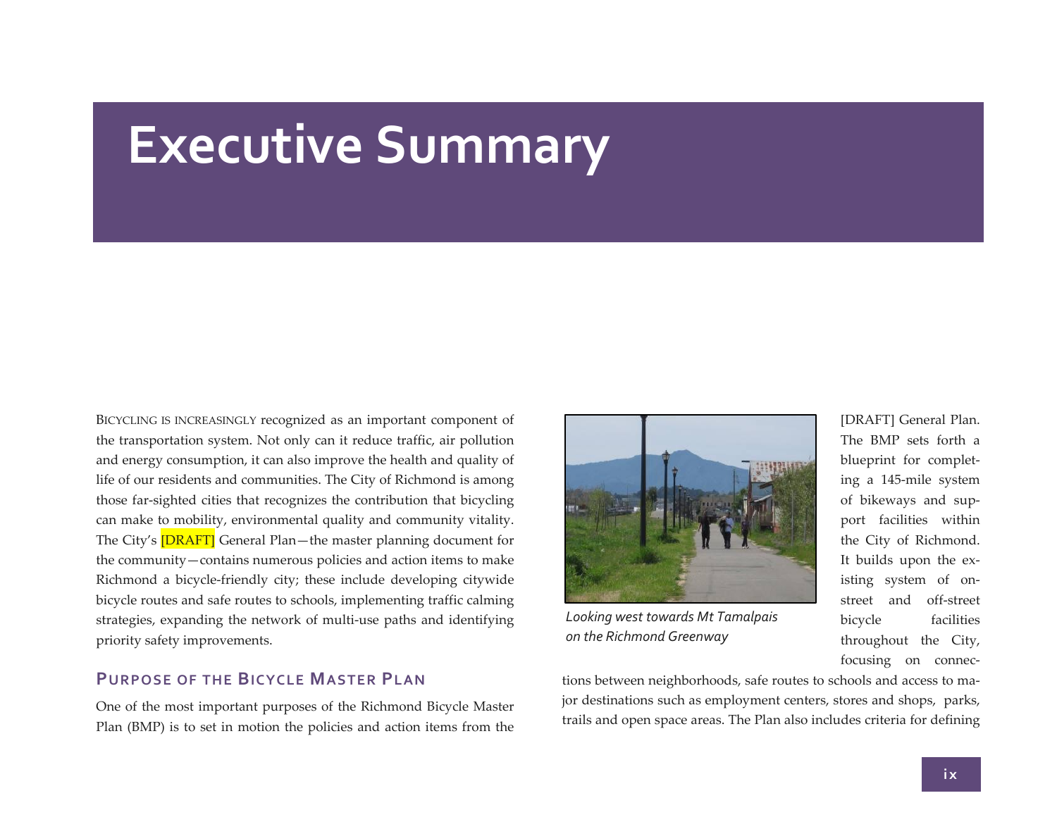# Executive Summary

BICYCLING IS INCREASINGLY recognized as an important component of the transportation system. Not only can it reduce traffic, air pollution and energy consumption, it can also improve the health and quality of life of our residents and communities. The City of Richmond is among those far-sighted cities that recognizes the contribution that bicycling can make to mobility, environmental quality and community vitality. The City's [DRAFT] General Plan—the master planning document for the community—contains numerous policies and action items to make Richmond a bicycle-friendly city; these include developing citywide bicycle routes and safe routes to schools, implementing traffic calming strategies, expanding the network of multi-use paths and identifying priority safety improvements.

## PURPOSE OF THE BICYCLE MASTER PLAN

One of the most important purposes of the Richmond Bicycle Master Plan (BMP) is to set in motion the policies and action items from the [DRAFT] General Plan. The BMP sets forth a blueprint for completing a 145-mile system of bikeways and support facilities within the City of Richmond. It builds upon the existing system of on-street and off-street bicycle facilities throughout the City, focusing on connections between neighborhoods, safe routes to schools and access to major destinations such as employment centers, stores and shops, parks, trails and open space areas. The Plan also includes criteria for defining

*Looking west towards Mt Tamalpais on the Richmond Greenway*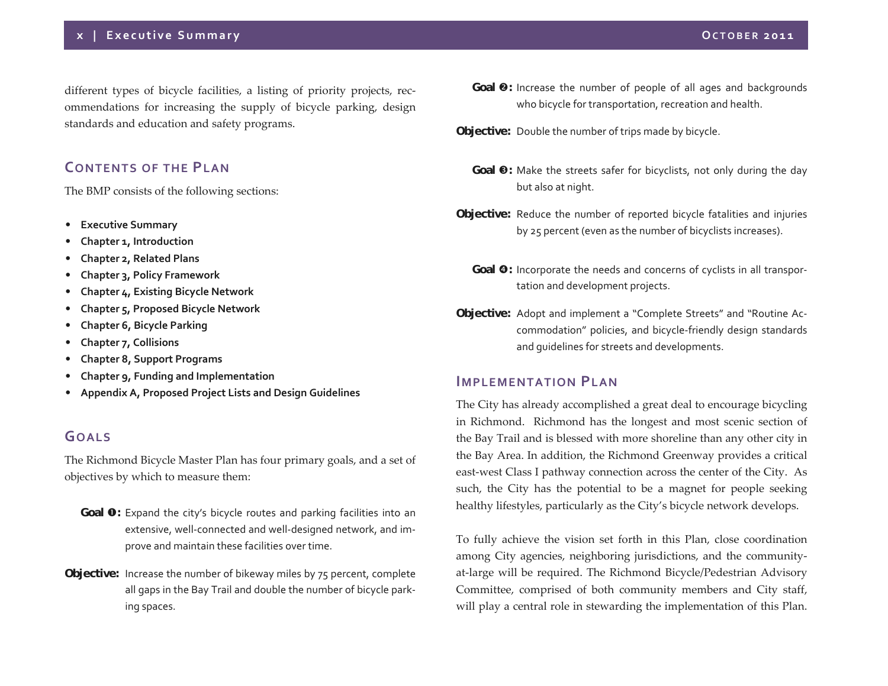different types of bicycle facilities, a listing of priority projects, recommendations for increasing the supply of bicycle parking, design standards and education and safety programs.

## Contents of the Plan

The BMP consists of the following sections:

- **Executive Summary**
- **Chapter 1, Introduction**
- **Chapter 2, Related Plans**
- **Chapter 3, Policy Framework**
- **Chapter 4, Existing Bicycle Network**
- **Chapter 5, Proposed Bicycle Network**
- **Chapter 6, Bicycle Parking**
- **Chapter 7, Collisions**
- **Chapter 8, Support Programs**
- **Chapter 9, Funding and Implementation**
- **Appendix A, Proposed Project Lists and Design Guidelines**

## Goals

The Richmond Bicycle Master Plan has four primary goals, and a set of objectives by which to measure them:

**Goal ❶:** Expand the city's bicycle routes and parking facilities into an extensive, well-connected and well-designed network, and improve and maintain these facilities over time.

**Objective:** Increase the number of bikeway miles by 75 percent, complete all gaps in the Bay Trail and double the number of bicycle parking spaces.

**Goal ❷:** Increase the number of people of all ages and backgrounds who bicycle for transportation, recreation and health.

**Objective:** Double the number of trips made by bicycle.

**Goal ❸:** Make the streets safer for bicyclists, not only during the day but also at night.

**Objective:** Reduce the number of reported bicycle fatalities and injuries by 25 percent (even as the number of bicyclists increases).

**Goal ❹:** Incorporate the needs and concerns of cyclists in all transportation and development projects.

**Objective:** Adopt and implement a "Complete Streets" and "Routine Accommodation" policies, and bicycle-friendly design standards and guidelines for streets and developments.

## Implementation Plan

The City has already accomplished a great deal to encourage bicycling in Richmond. Richmond has the longest and most scenic section of the Bay Trail and is blessed with more shoreline than any other city in the Bay Area. In addition, the Richmond Greenway provides a critical east-west Class I pathway connection across the center of the City. As such, the City has the potential to be a magnet for people seeking healthy lifestyles, particularly as the City's bicycle network develops.

To fully achieve the vision set forth in this Plan, close coordination among City agencies, neighboring jurisdictions, and the community-at-large will be required. The Richmond Bicycle/Pedestrian Advisory Committee, comprised of both community members and City staff, will play a central role in stewarding the implementation of this Plan.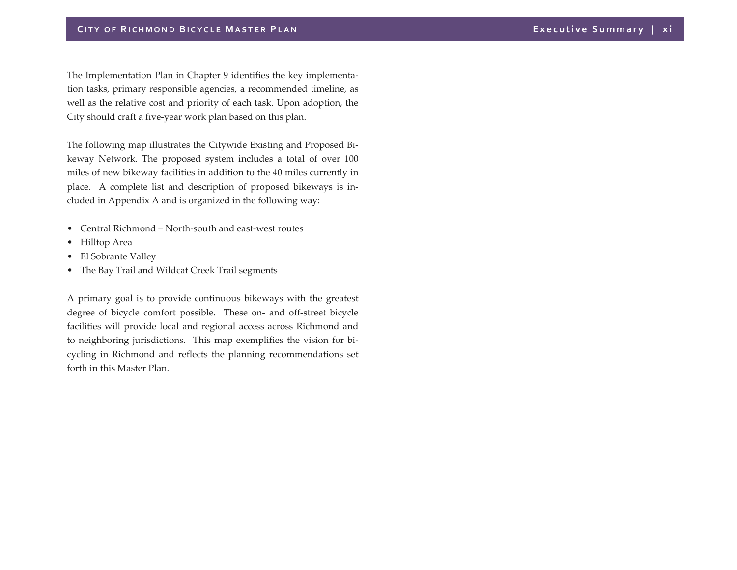The Implementation Plan in Chapter 9 identifies the key implementation tasks, primary responsible agencies, a recommended timeline, as well as the relative cost and priority of each task. Upon adoption, the City should craft a five-year work plan based on this plan.

The following map illustrates the Citywide Existing and Proposed Bikeway Network. The proposed system includes a total of over 100 miles of new bikeway facilities in addition to the 40 miles currently in place. A complete list and description of proposed bikeways is included in Appendix A and is organized in the following way:

- Central Richmond – North-south and east-west routes
- Hilltop Area
- El Sobrante Valley
- The Bay Trail and Wildcat Creek Trail segments

A primary goal is to provide continuous bikeways with the greatest degree of bicycle comfort possible. These on- and off-street bicycle facilities will provide local and regional access across Richmond and to neighboring jurisdictions. This map exemplifies the vision for bicycling in Richmond and reflects the planning recommendations set forth in this Master Plan.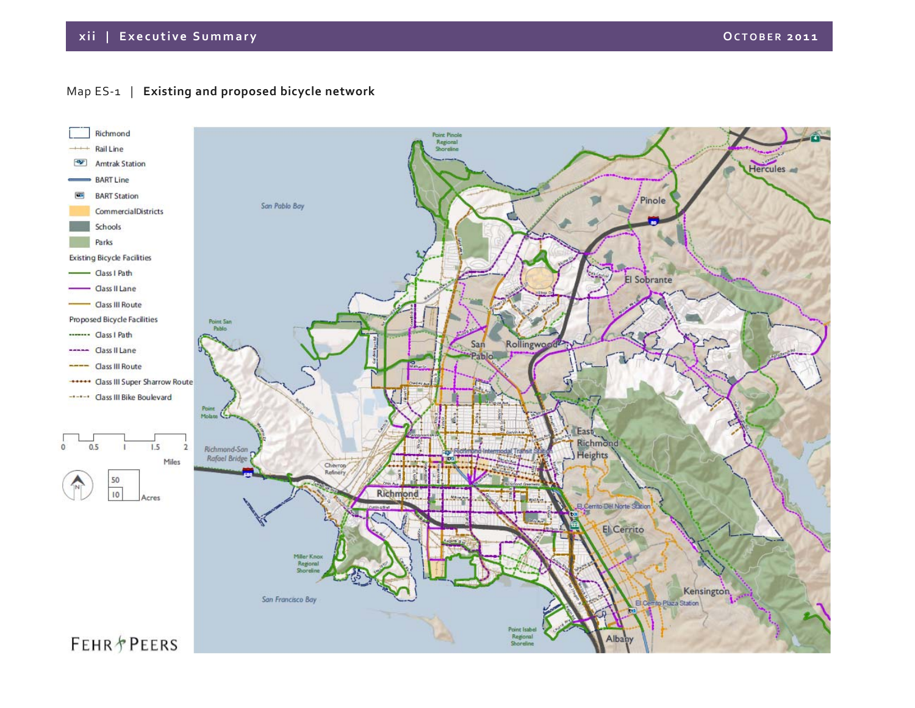Map ES-1 | **Existing and proposed bicycle network**

Richmond
Rail Line
Amtrak Station
BART Line
BART Station
CommercialDistricts
Schools
Parks

Existing Bicycle Facilities
Class I Path
Class II Lane
Class III Route

Proposed Bicycle Facilities
Class I Path
Class II Lane
Class III Route
Class III Super Sharrow Route
Class III Bike Boulevard

0 0.5 1 1.5 2
Miles

50
10
Acres

San Pablo Bay
Point Pinole Regional Shoreline
Hercules
Pinole
El Sobrante
San Pablo
Rollingwood
Point San Pablo
Point Molate
Richmond-San Rafael Bridge
Chevron Refinery
Richmond Intermodal Transit Station
East Richmond Heights
Richmond
El Cerrito Del Norte Station
El Cerrito
Miller Knox Regional Shoreline
San Francisco Bay
Kensington
El Cerrito Plaza Station
Point Isabel Regional Shoreline
Albany

FEHR & PEERS